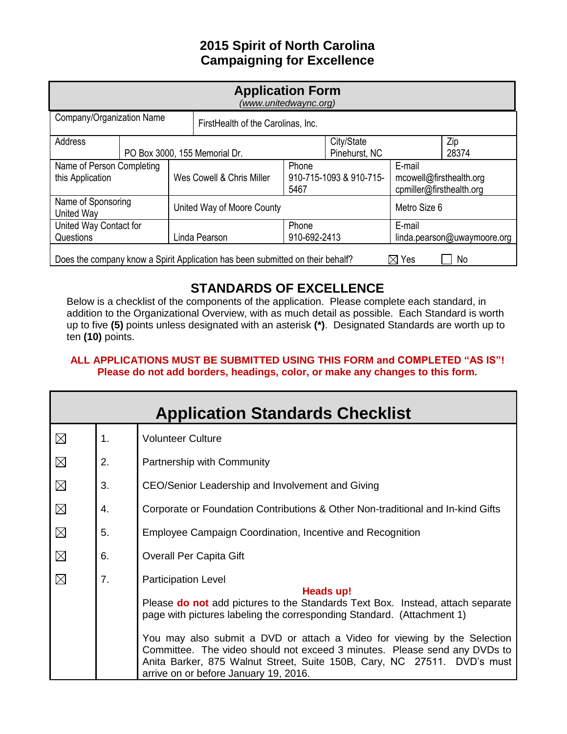# 2015 Spirit of North Carolina
## Campaigning for Excellence

| Application Form<br>*(www.unitedwaync.org)* | | | | | |
|---|---|---|---|---|---|
| Company/Organization Name | FirstHealth of the Carolinas, Inc. | | | | |
| Address | PO Box 3000, 155 Memorial Dr. | | City/State<br>Pinehurst, NC | | Zip<br>28374 |
| Name of Person Completing this Application | Wes Cowell & Chris Miller | Phone<br>910-715-1093 & 910-715-5467 | | E-mail<br>mcowell@firsthealth.org<br>cpmiller@firsthealth.org | |
| Name of Sponsoring United Way | United Way of Moore County | | | Metro Size 6 | |
| United Way Contact for Questions | Linda Pearson | Phone<br>910-692-2413 | | E-mail<br>linda.pearson@uwaymoore.org | |
| Does the company know a Spirit Application has been submitted on their behalf? ☒ Yes ☐ No | | | | | |

## STANDARDS OF EXCELLENCE

Below is a checklist of the components of the application. Please complete each standard, in addition to the Organizational Overview, with as much detail as possible. Each Standard is worth up to five **(5)** points unless designated with an asterisk **(\*)**. Designated Standards are worth up to ten **(10)** points.

**ALL APPLICATIONS MUST BE SUBMITTED USING THIS FORM and COMPLETED "AS IS"! Please do not add borders, headings, color, or make any changes to this form.**

| Application Standards Checklist | | |
|---|---|---|
| ☒ | 1. | Volunteer Culture |
| ☒ | 2. | Partnership with Community |
| ☒ | 3. | CEO/Senior Leadership and Involvement and Giving |
| ☒ | 4. | Corporate or Foundation Contributions & Other Non-traditional and In-kind Gifts |
| ☒ | 5. | Employee Campaign Coordination, Incentive and Recognition |
| ☒ | 6. | Overall Per Capita Gift |
| ☒ | 7. | Participation Level<br><br>**Heads up!**<br>Please **do not** add pictures to the Standards Text Box. Instead, attach separate page with pictures labeling the corresponding Standard. (Attachment 1)<br><br>You may also submit a DVD or attach a Video for viewing by the Selection Committee. The video should not exceed 3 minutes. Please send any DVDs to Anita Barker, 875 Walnut Street, Suite 150B, Cary, NC 27511. DVD's must arrive on or before January 19, 2016. |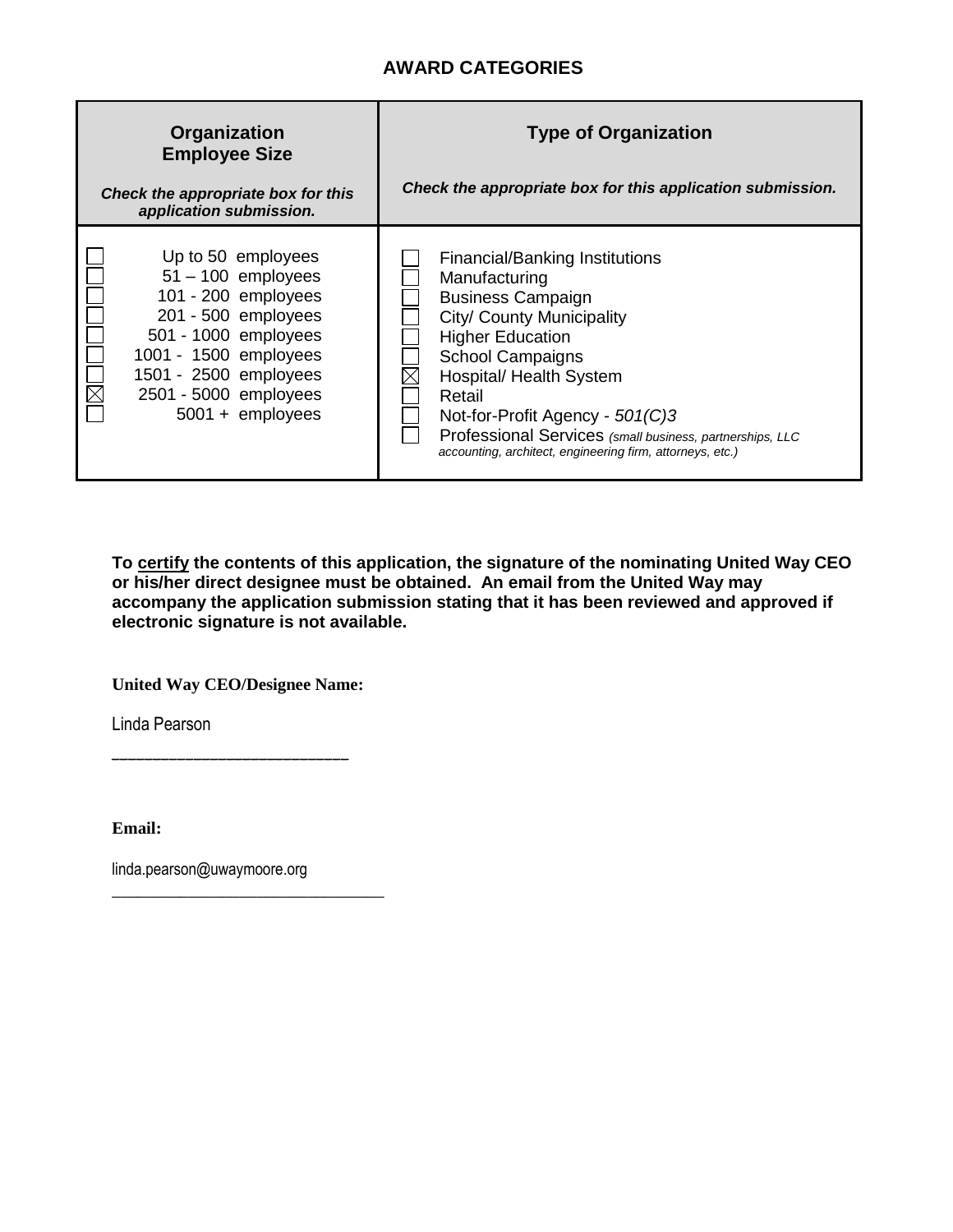## AWARD CATEGORIES

| **Organization Employee Size**<br>***Check the appropriate box for this application submission.*** | **Type of Organization**<br>***Check the appropriate box for this application submission.*** |
|---|---|
| ☐ Up to 50 employees<br>☐ 51 – 100 employees<br>☐ 101 - 200 employees<br>☐ 201 - 500 employees<br>☐ 501 - 1000 employees<br>☐ 1001 - 1500 employees<br>☐ 1501 - 2500 employees<br>☒ 2501 - 5000 employees<br>☐ 5001 + employees | ☐ Financial/Banking Institutions<br>☐ Manufacturing<br>☐ Business Campaign<br>☐ City/ County Municipality<br>☐ Higher Education<br>☐ School Campaigns<br>☒ Hospital/ Health System<br>☐ Retail<br>☐ Not-for-Profit Agency - *501(C)3*<br>☐ Professional Services *(small business, partnerships, LLC accounting, architect, engineering firm, attorneys, etc.)* |

**To certify the contents of this application, the signature of the nominating United Way CEO or his/her direct designee must be obtained. An email from the United Way may accompany the application submission stating that it has been reviewed and approved if electronic signature is not available.**

**United Way CEO/Designee Name:**

Linda Pearson

**Email:**

linda.pearson@uwaymoore.org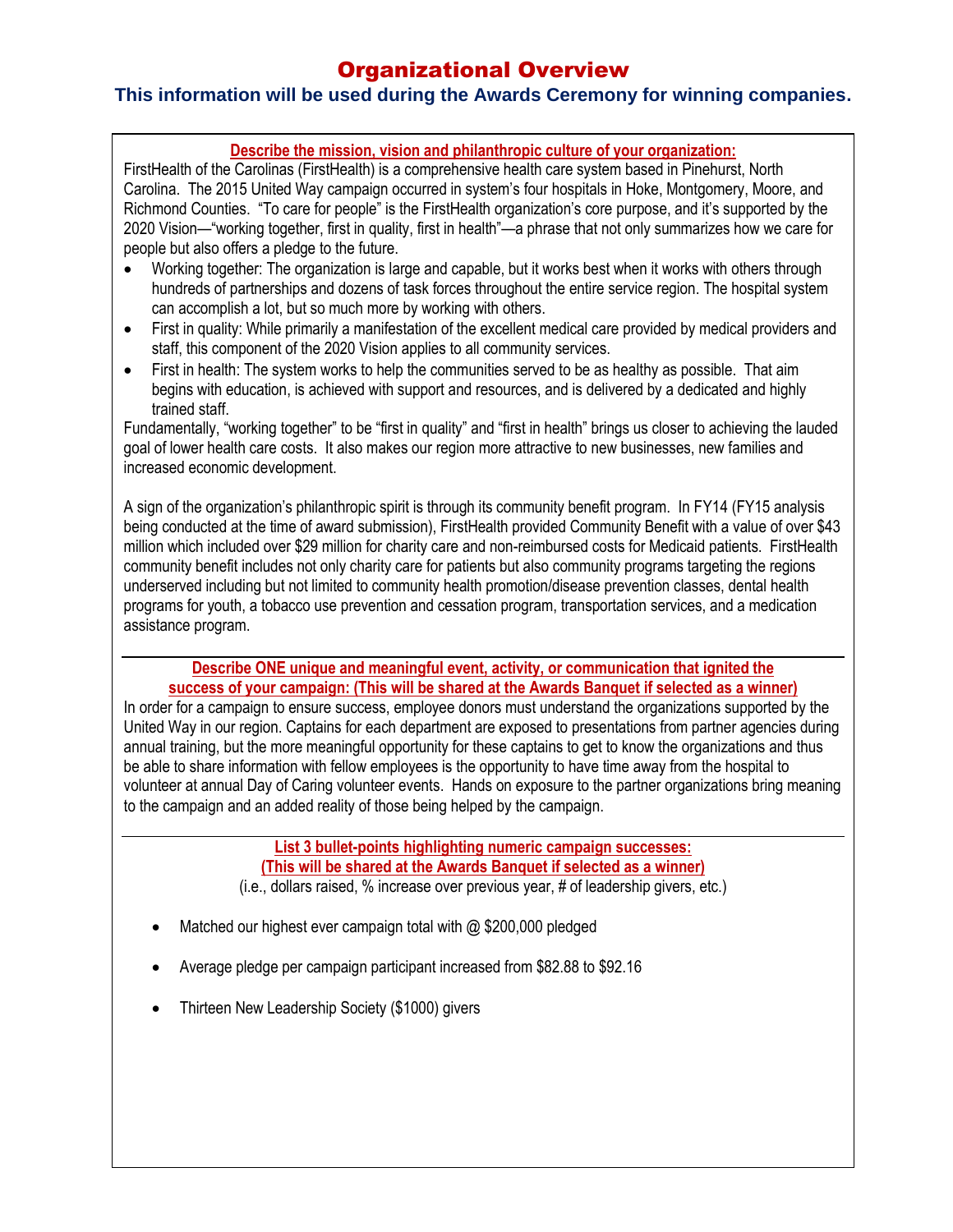# Organizational Overview

## This information will be used during the Awards Ceremony for winning companies.

**Describe the mission, vision and philanthropic culture of your organization:**

FirstHealth of the Carolinas (FirstHealth) is a comprehensive health care system based in Pinehurst, North Carolina. The 2015 United Way campaign occurred in system's four hospitals in Hoke, Montgomery, Moore, and Richmond Counties. "To care for people" is the FirstHealth organization's core purpose, and it's supported by the 2020 Vision—"working together, first in quality, first in health"—a phrase that not only summarizes how we care for people but also offers a pledge to the future.

- Working together: The organization is large and capable, but it works best when it works with others through hundreds of partnerships and dozens of task forces throughout the entire service region. The hospital system can accomplish a lot, but so much more by working with others.
- First in quality: While primarily a manifestation of the excellent medical care provided by medical providers and staff, this component of the 2020 Vision applies to all community services.
- First in health: The system works to help the communities served to be as healthy as possible. That aim begins with education, is achieved with support and resources, and is delivered by a dedicated and highly trained staff.

Fundamentally, "working together" to be "first in quality" and "first in health" brings us closer to achieving the lauded goal of lower health care costs. It also makes our region more attractive to new businesses, new families and increased economic development.

A sign of the organization's philanthropic spirit is through its community benefit program. In FY14 (FY15 analysis being conducted at the time of award submission), FirstHealth provided Community Benefit with a value of over $43 million which included over $29 million for charity care and non-reimbursed costs for Medicaid patients. FirstHealth community benefit includes not only charity care for patients but also community programs targeting the regions underserved including but not limited to community health promotion/disease prevention classes, dental health programs for youth, a tobacco use prevention and cessation program, transportation services, and a medication assistance program.

---

**Describe ONE unique and meaningful event, activity, or communication that ignited the success of your campaign: (This will be shared at the Awards Banquet if selected as a winner)**

In order for a campaign to ensure success, employee donors must understand the organizations supported by the United Way in our region. Captains for each department are exposed to presentations from partner agencies during annual training, but the more meaningful opportunity for these captains to get to know the organizations and thus be able to share information with fellow employees is the opportunity to have time away from the hospital to volunteer at annual Day of Caring volunteer events. Hands on exposure to the partner organizations bring meaning to the campaign and an added reality of those being helped by the campaign.

---

**List 3 bullet-points highlighting numeric campaign successes: (This will be shared at the Awards Banquet if selected as a winner)**

(i.e., dollars raised, % increase over previous year, # of leadership givers, etc.)

- Matched our highest ever campaign total with @ $200,000 pledged
- Average pledge per campaign participant increased from $82.88 to $92.16
- Thirteen New Leadership Society ($1000) givers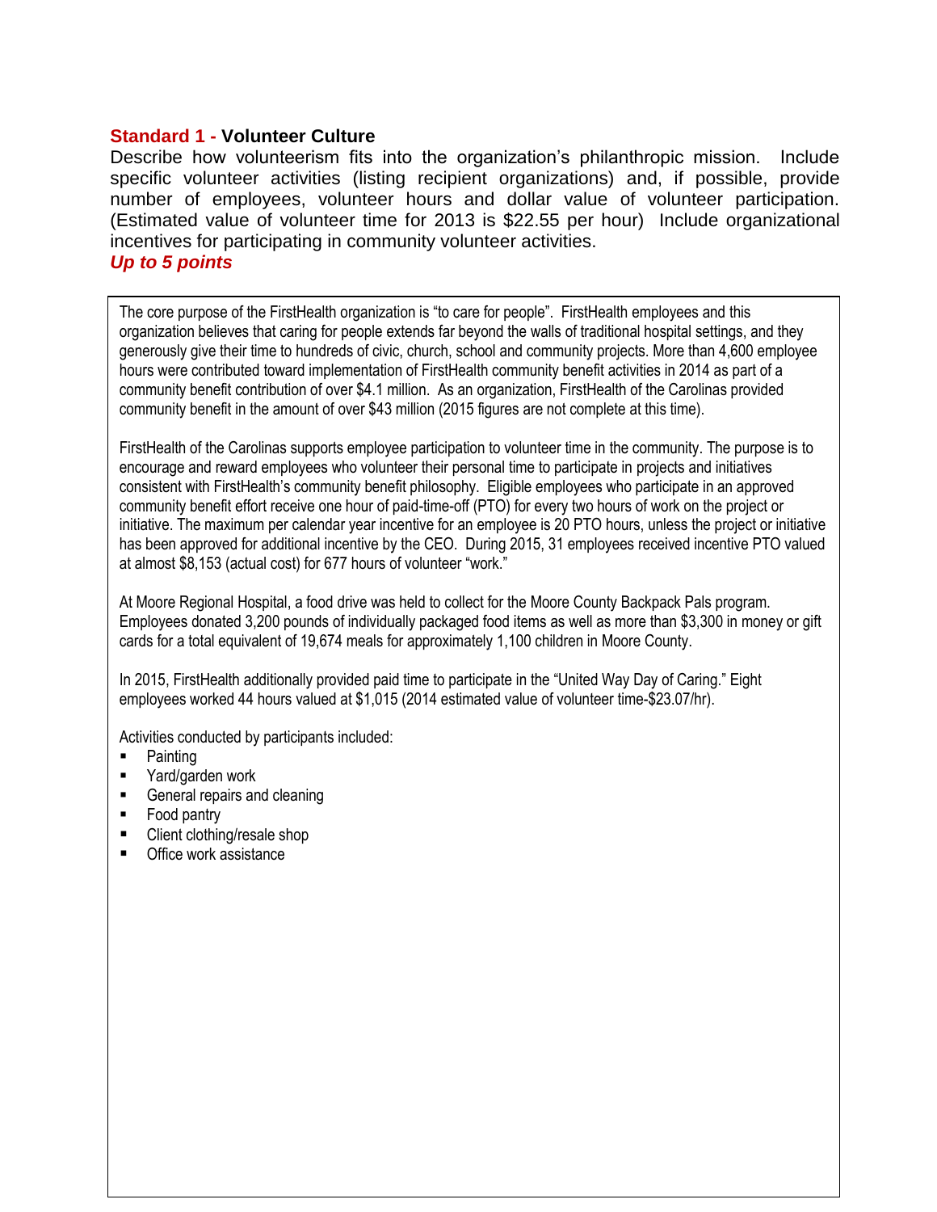## Standard 1 - Volunteer Culture

Describe how volunteerism fits into the organization's philanthropic mission. Include specific volunteer activities (listing recipient organizations) and, if possible, provide number of employees, volunteer hours and dollar value of volunteer participation. (Estimated value of volunteer time for 2013 is $22.55 per hour) Include organizational incentives for participating in community volunteer activities.

***Up to 5 points***

The core purpose of the FirstHealth organization is "to care for people". FirstHealth employees and this organization believes that caring for people extends far beyond the walls of traditional hospital settings, and they generously give their time to hundreds of civic, church, school and community projects. More than 4,600 employee hours were contributed toward implementation of FirstHealth community benefit activities in 2014 as part of a community benefit contribution of over $4.1 million. As an organization, FirstHealth of the Carolinas provided community benefit in the amount of over $43 million (2015 figures are not complete at this time).

FirstHealth of the Carolinas supports employee participation to volunteer time in the community. The purpose is to encourage and reward employees who volunteer their personal time to participate in projects and initiatives consistent with FirstHealth's community benefit philosophy. Eligible employees who participate in an approved community benefit effort receive one hour of paid-time-off (PTO) for every two hours of work on the project or initiative. The maximum per calendar year incentive for an employee is 20 PTO hours, unless the project or initiative has been approved for additional incentive by the CEO. During 2015, 31 employees received incentive PTO valued at almost $8,153 (actual cost) for 677 hours of volunteer "work."

At Moore Regional Hospital, a food drive was held to collect for the Moore County Backpack Pals program. Employees donated 3,200 pounds of individually packaged food items as well as more than $3,300 in money or gift cards for a total equivalent of 19,674 meals for approximately 1,100 children in Moore County.

In 2015, FirstHealth additionally provided paid time to participate in the "United Way Day of Caring." Eight employees worked 44 hours valued at $1,015 (2014 estimated value of volunteer time-$23.07/hr).

Activities conducted by participants included:

- Painting
- Yard/garden work
- General repairs and cleaning
- Food pantry
- Client clothing/resale shop
- Office work assistance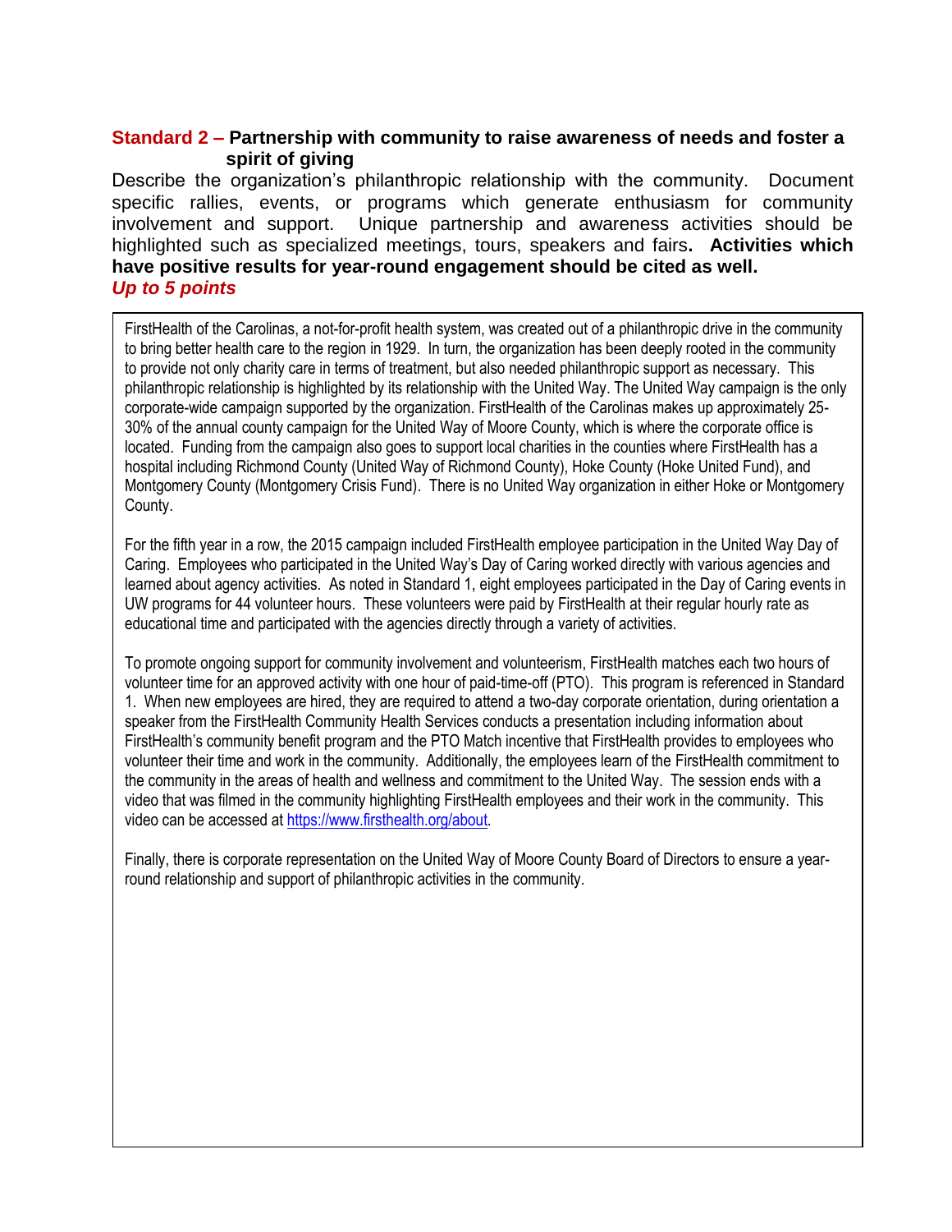## **Standard 2 –** Partnership with community to raise awareness of needs and foster a spirit of giving

Describe the organization's philanthropic relationship with the community. Document specific rallies, events, or programs which generate enthusiasm for community involvement and support. Unique partnership and awareness activities should be highlighted such as specialized meetings, tours, speakers and fairs**. Activities which have positive results for year-round engagement should be cited as well.**

***Up to 5 points***

FirstHealth of the Carolinas, a not-for-profit health system, was created out of a philanthropic drive in the community to bring better health care to the region in 1929. In turn, the organization has been deeply rooted in the community to provide not only charity care in terms of treatment, but also needed philanthropic support as necessary. This philanthropic relationship is highlighted by its relationship with the United Way. The United Way campaign is the only corporate-wide campaign supported by the organization. FirstHealth of the Carolinas makes up approximately 25-30% of the annual county campaign for the United Way of Moore County, which is where the corporate office is located. Funding from the campaign also goes to support local charities in the counties where FirstHealth has a hospital including Richmond County (United Way of Richmond County), Hoke County (Hoke United Fund), and Montgomery County (Montgomery Crisis Fund). There is no United Way organization in either Hoke or Montgomery County.

For the fifth year in a row, the 2015 campaign included FirstHealth employee participation in the United Way Day of Caring. Employees who participated in the United Way's Day of Caring worked directly with various agencies and learned about agency activities. As noted in Standard 1, eight employees participated in the Day of Caring events in UW programs for 44 volunteer hours. These volunteers were paid by FirstHealth at their regular hourly rate as educational time and participated with the agencies directly through a variety of activities.

To promote ongoing support for community involvement and volunteerism, FirstHealth matches each two hours of volunteer time for an approved activity with one hour of paid-time-off (PTO). This program is referenced in Standard 1. When new employees are hired, they are required to attend a two-day corporate orientation, during orientation a speaker from the FirstHealth Community Health Services conducts a presentation including information about FirstHealth's community benefit program and the PTO Match incentive that FirstHealth provides to employees who volunteer their time and work in the community. Additionally, the employees learn of the FirstHealth commitment to the community in the areas of health and wellness and commitment to the United Way. The session ends with a video that was filmed in the community highlighting FirstHealth employees and their work in the community. This video can be accessed at https://www.firsthealth.org/about.

Finally, there is corporate representation on the United Way of Moore County Board of Directors to ensure a year-round relationship and support of philanthropic activities in the community.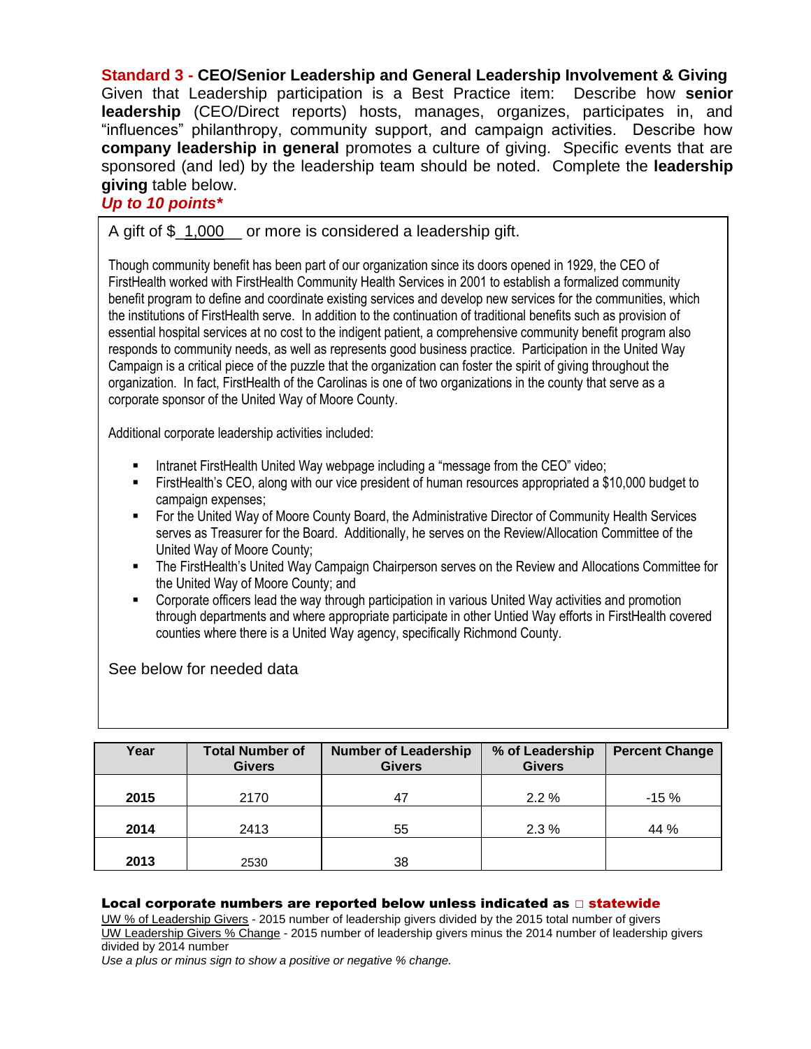**Standard 3 - CEO/Senior Leadership and General Leadership Involvement & Giving**
Given that Leadership participation is a Best Practice item: Describe how **senior leadership** (CEO/Direct reports) hosts, manages, organizes, participates in, and "influences" philanthropy, community support, and campaign activities. Describe how **company leadership in general** promotes a culture of giving. Specific events that are sponsored (and led) by the leadership team should be noted. Complete the **leadership giving** table below.
***Up to 10 points****

A gift of $ 1,000 or more is considered a leadership gift.

Though community benefit has been part of our organization since its doors opened in 1929, the CEO of FirstHealth worked with FirstHealth Community Health Services in 2001 to establish a formalized community benefit program to define and coordinate existing services and develop new services for the communities, which the institutions of FirstHealth serve. In addition to the continuation of traditional benefits such as provision of essential hospital services at no cost to the indigent patient, a comprehensive community benefit program also responds to community needs, as well as represents good business practice. Participation in the United Way Campaign is a critical piece of the puzzle that the organization can foster the spirit of giving throughout the organization. In fact, FirstHealth of the Carolinas is one of two organizations in the county that serve as a corporate sponsor of the United Way of Moore County.

Additional corporate leadership activities included:

- Intranet FirstHealth United Way webpage including a "message from the CEO" video;
- FirstHealth's CEO, along with our vice president of human resources appropriated a $10,000 budget to campaign expenses;
- For the United Way of Moore County Board, the Administrative Director of Community Health Services serves as Treasurer for the Board. Additionally, he serves on the Review/Allocation Committee of the United Way of Moore County;
- The FirstHealth's United Way Campaign Chairperson serves on the Review and Allocations Committee for the United Way of Moore County; and
- Corporate officers lead the way through participation in various United Way activities and promotion through departments and where appropriate participate in other Untied Way efforts in FirstHealth covered counties where there is a United Way agency, specifically Richmond County.

See below for needed data

| Year | Total Number of Givers | Number of Leadership Givers | % of Leadership Givers | Percent Change |
|---|---|---|---|---|
| 2015 | 2170 | 47 | 2.2 % | -15 % |
| 2014 | 2413 | 55 | 2.3 % | 44 % |
| 2013 | 2530 | 38 | | |

**Local corporate numbers are reported below unless indicated as □ statewide**
UW % of Leadership Givers - 2015 number of leadership givers divided by the 2015 total number of givers
UW Leadership Givers % Change - 2015 number of leadership givers minus the 2014 number of leadership givers divided by 2014 number
*Use a plus or minus sign to show a positive or negative % change.*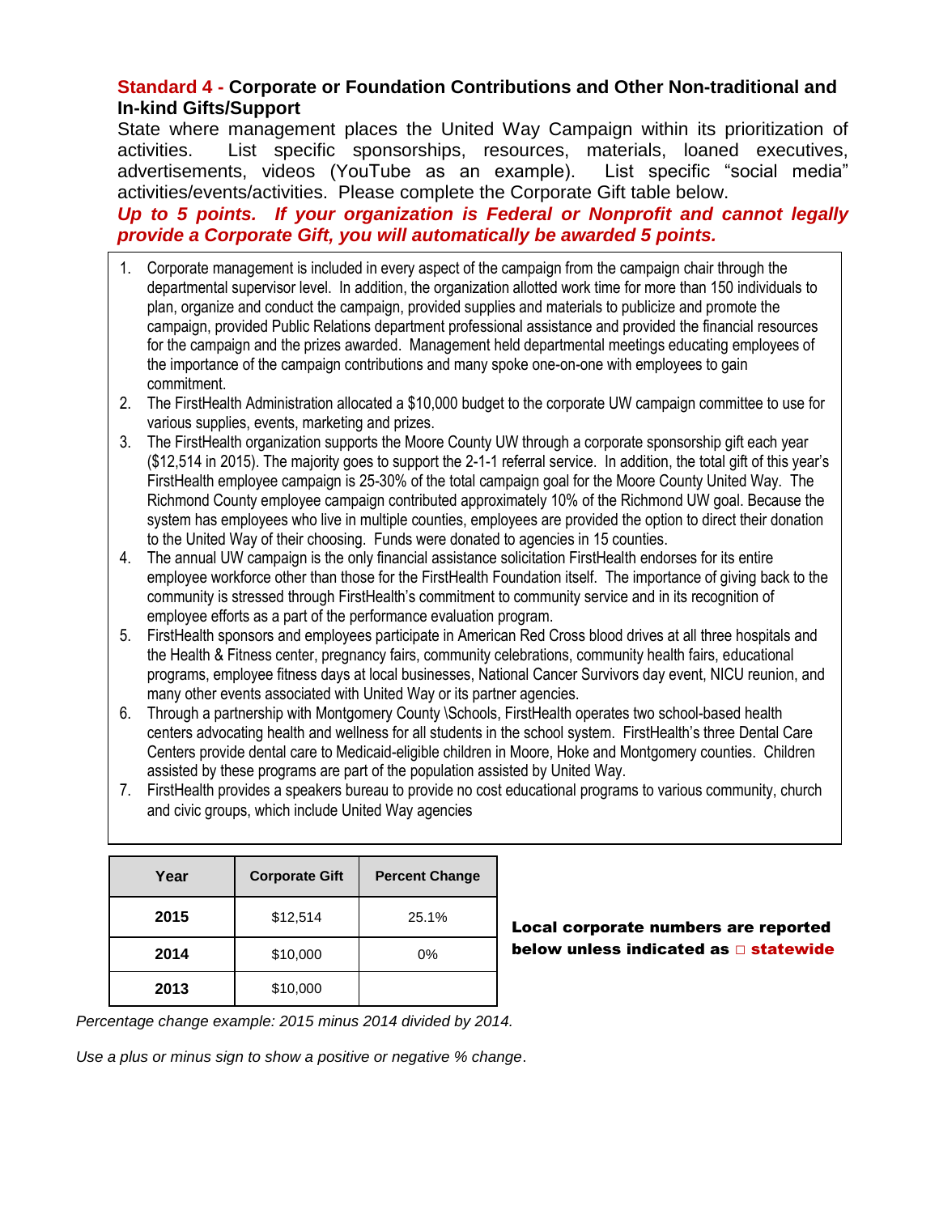## **Standard 4 - Corporate or Foundation Contributions and Other Non-traditional and In-kind Gifts/Support**

State where management places the United Way Campaign within its prioritization of activities. List specific sponsorships, resources, materials, loaned executives, advertisements, videos (YouTube as an example). List specific "social media" activities/events/activities. Please complete the Corporate Gift table below.

***Up to 5 points. If your organization is Federal or Nonprofit and cannot legally provide a Corporate Gift, you will automatically be awarded 5 points.***

1. Corporate management is included in every aspect of the campaign from the campaign chair through the departmental supervisor level. In addition, the organization allotted work time for more than 150 individuals to plan, organize and conduct the campaign, provided supplies and materials to publicize and promote the campaign, provided Public Relations department professional assistance and provided the financial resources for the campaign and the prizes awarded. Management held departmental meetings educating employees of the importance of the campaign contributions and many spoke one-on-one with employees to gain commitment.
2. The FirstHealth Administration allocated a $10,000 budget to the corporate UW campaign committee to use for various supplies, events, marketing and prizes.
3. The FirstHealth organization supports the Moore County UW through a corporate sponsorship gift each year ($12,514 in 2015). The majority goes to support the 2-1-1 referral service. In addition, the total gift of this year's FirstHealth employee campaign is 25-30% of the total campaign goal for the Moore County United Way. The Richmond County employee campaign contributed approximately 10% of the Richmond UW goal. Because the system has employees who live in multiple counties, employees are provided the option to direct their donation to the United Way of their choosing. Funds were donated to agencies in 15 counties.
4. The annual UW campaign is the only financial assistance solicitation FirstHealth endorses for its entire employee workforce other than those for the FirstHealth Foundation itself. The importance of giving back to the community is stressed through FirstHealth's commitment to community service and in its recognition of employee efforts as a part of the performance evaluation program.
5. FirstHealth sponsors and employees participate in American Red Cross blood drives at all three hospitals and the Health & Fitness center, pregnancy fairs, community celebrations, community health fairs, educational programs, employee fitness days at local businesses, National Cancer Survivors day event, NICU reunion, and many other events associated with United Way or its partner agencies.
6. Through a partnership with Montgomery County \Schools, FirstHealth operates two school-based health centers advocating health and wellness for all students in the school system. FirstHealth's three Dental Care Centers provide dental care to Medicaid-eligible children in Moore, Hoke and Montgomery counties. Children assisted by these programs are part of the population assisted by United Way.
7. FirstHealth provides a speakers bureau to provide no cost educational programs to various community, church and civic groups, which include United Way agencies

| Year | Corporate Gift | Percent Change |
|---|---|---|
| **2015** | $12,514 | 25.1% |
| **2014** | $10,000 | 0% |
| **2013** | $10,000 | |

**Local corporate numbers are reported below unless indicated as □ statewide**

*Percentage change example: 2015 minus 2014 divided by 2014.*

*Use a plus or minus sign to show a positive or negative % change*.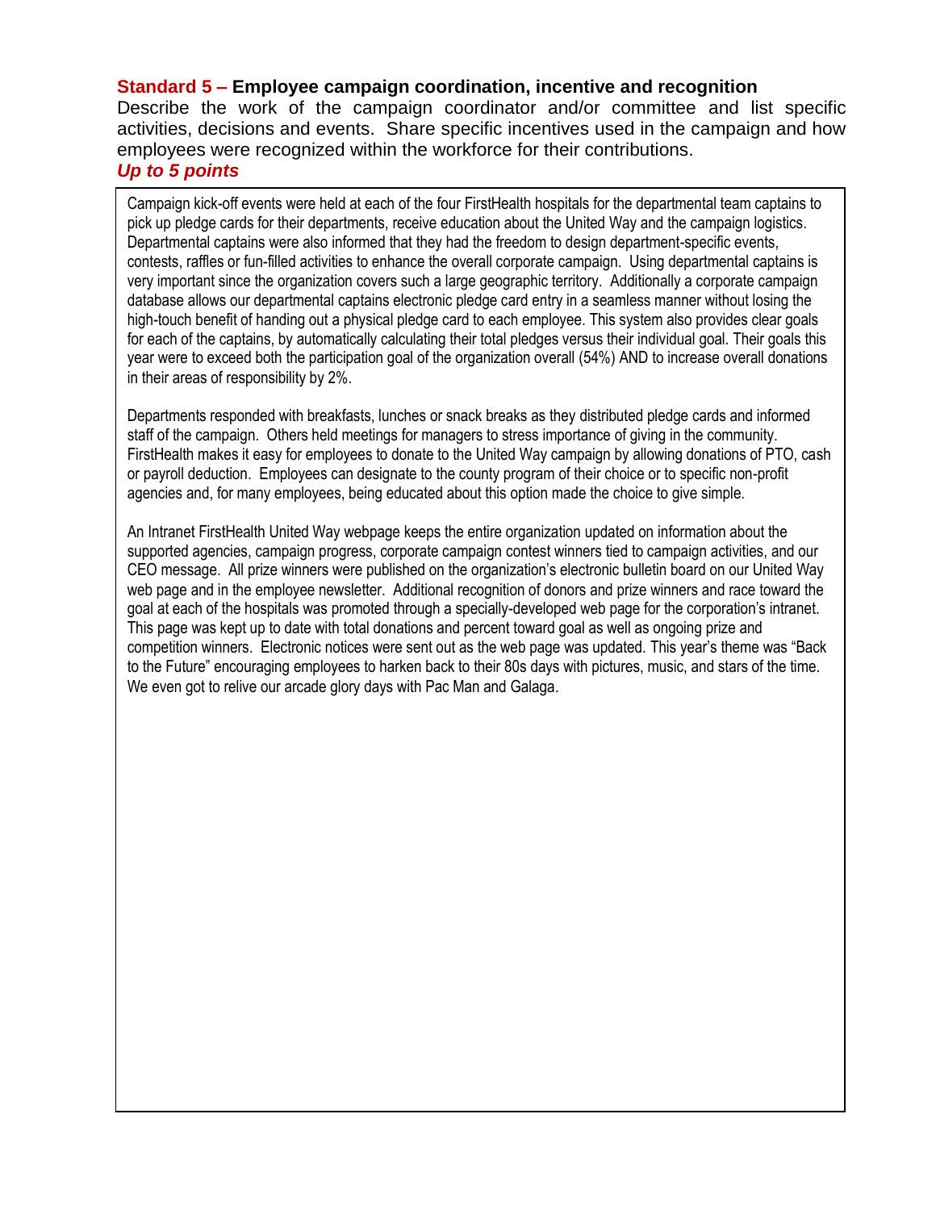## **Standard 5 – Employee campaign coordination, incentive and recognition**

Describe the work of the campaign coordinator and/or committee and list specific activities, decisions and events. Share specific incentives used in the campaign and how employees were recognized within the workforce for their contributions.

***Up to 5 points***

Campaign kick-off events were held at each of the four FirstHealth hospitals for the departmental team captains to pick up pledge cards for their departments, receive education about the United Way and the campaign logistics. Departmental captains were also informed that they had the freedom to design department-specific events, contests, raffles or fun-filled activities to enhance the overall corporate campaign. Using departmental captains is very important since the organization covers such a large geographic territory. Additionally a corporate campaign database allows our departmental captains electronic pledge card entry in a seamless manner without losing the high-touch benefit of handing out a physical pledge card to each employee. This system also provides clear goals for each of the captains, by automatically calculating their total pledges versus their individual goal. Their goals this year were to exceed both the participation goal of the organization overall (54%) AND to increase overall donations in their areas of responsibility by 2%.

Departments responded with breakfasts, lunches or snack breaks as they distributed pledge cards and informed staff of the campaign. Others held meetings for managers to stress importance of giving in the community. FirstHealth makes it easy for employees to donate to the United Way campaign by allowing donations of PTO, cash or payroll deduction. Employees can designate to the county program of their choice or to specific non-profit agencies and, for many employees, being educated about this option made the choice to give simple.

An Intranet FirstHealth United Way webpage keeps the entire organization updated on information about the supported agencies, campaign progress, corporate campaign contest winners tied to campaign activities, and our CEO message. All prize winners were published on the organization's electronic bulletin board on our United Way web page and in the employee newsletter. Additional recognition of donors and prize winners and race toward the goal at each of the hospitals was promoted through a specially-developed web page for the corporation's intranet. This page was kept up to date with total donations and percent toward goal as well as ongoing prize and competition winners. Electronic notices were sent out as the web page was updated. This year's theme was "Back to the Future" encouraging employees to harken back to their 80s days with pictures, music, and stars of the time. We even got to relive our arcade glory days with Pac Man and Galaga.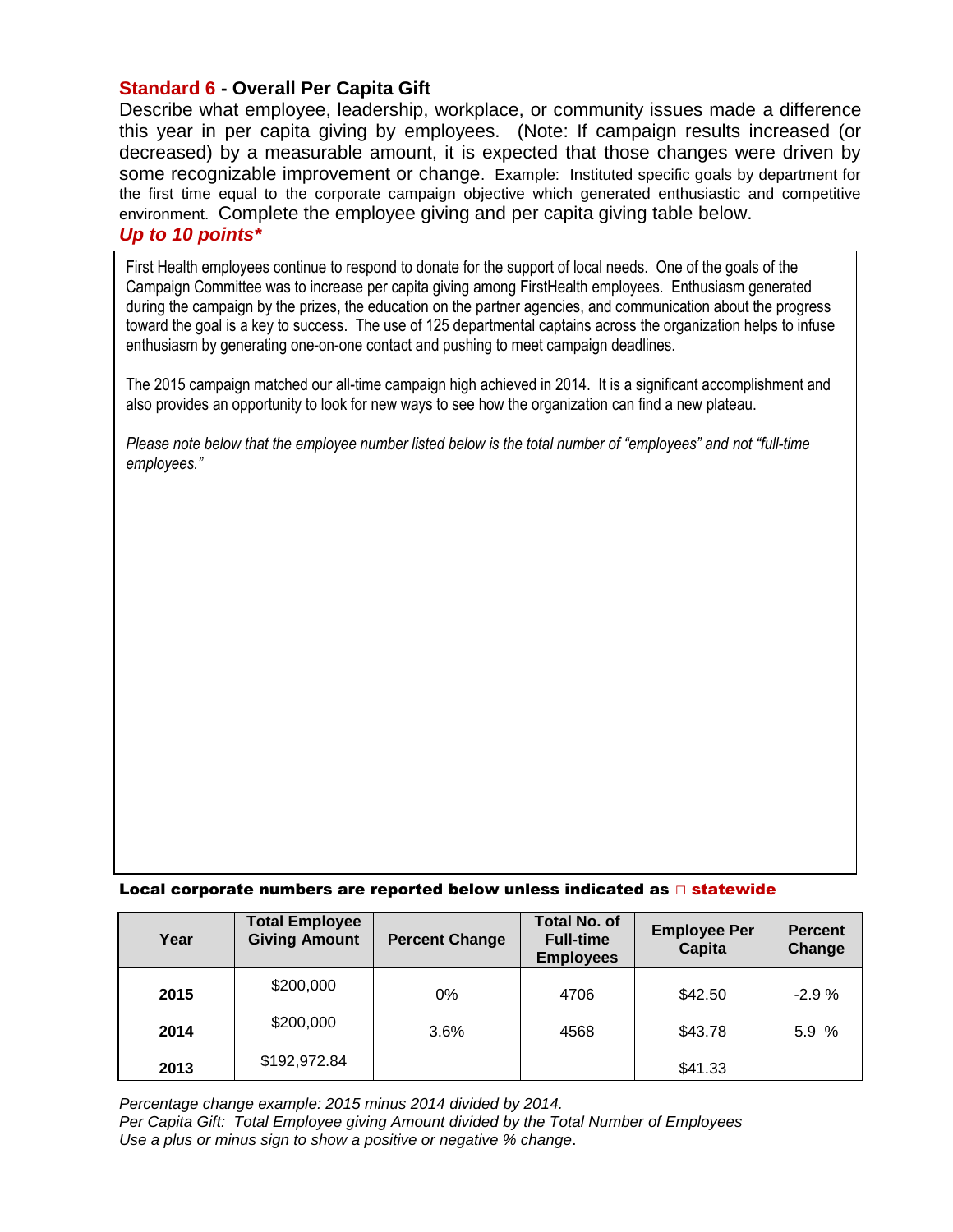## Standard 6 - Overall Per Capita Gift

Describe what employee, leadership, workplace, or community issues made a difference this year in per capita giving by employees. (Note: If campaign results increased (or decreased) by a measurable amount, it is expected that those changes were driven by some recognizable improvement or change. Example: Instituted specific goals by department for the first time equal to the corporate campaign objective which generated enthusiastic and competitive environment. Complete the employee giving and per capita giving table below.

***Up to 10 points****

First Health employees continue to respond to donate for the support of local needs. One of the goals of the Campaign Committee was to increase per capita giving among FirstHealth employees. Enthusiasm generated during the campaign by the prizes, the education on the partner agencies, and communication about the progress toward the goal is a key to success. The use of 125 departmental captains across the organization helps to infuse enthusiasm by generating one-on-one contact and pushing to meet campaign deadlines.

The 2015 campaign matched our all-time campaign high achieved in 2014. It is a significant accomplishment and also provides an opportunity to look for new ways to see how the organization can find a new plateau.

*Please note below that the employee number listed below is the total number of "employees" and not "full-time employees."*

**Local corporate numbers are reported below unless indicated as □ statewide**

| Year | Total Employee Giving Amount | Percent Change | Total No. of Full-time Employees | Employee Per Capita | Percent Change |
|---|---|---|---|---|---|
| **2015** | $200,000 | 0% | 4706 | $42.50 | -2.9 % |
| **2014** | $200,000 | 3.6% | 4568 | $43.78 | 5.9 % |
| **2013** | $192,972.84 | | | $41.33 | |

*Percentage change example: 2015 minus 2014 divided by 2014.*
*Per Capita Gift: Total Employee giving Amount divided by the Total Number of Employees*
*Use a plus or minus sign to show a positive or negative % change*.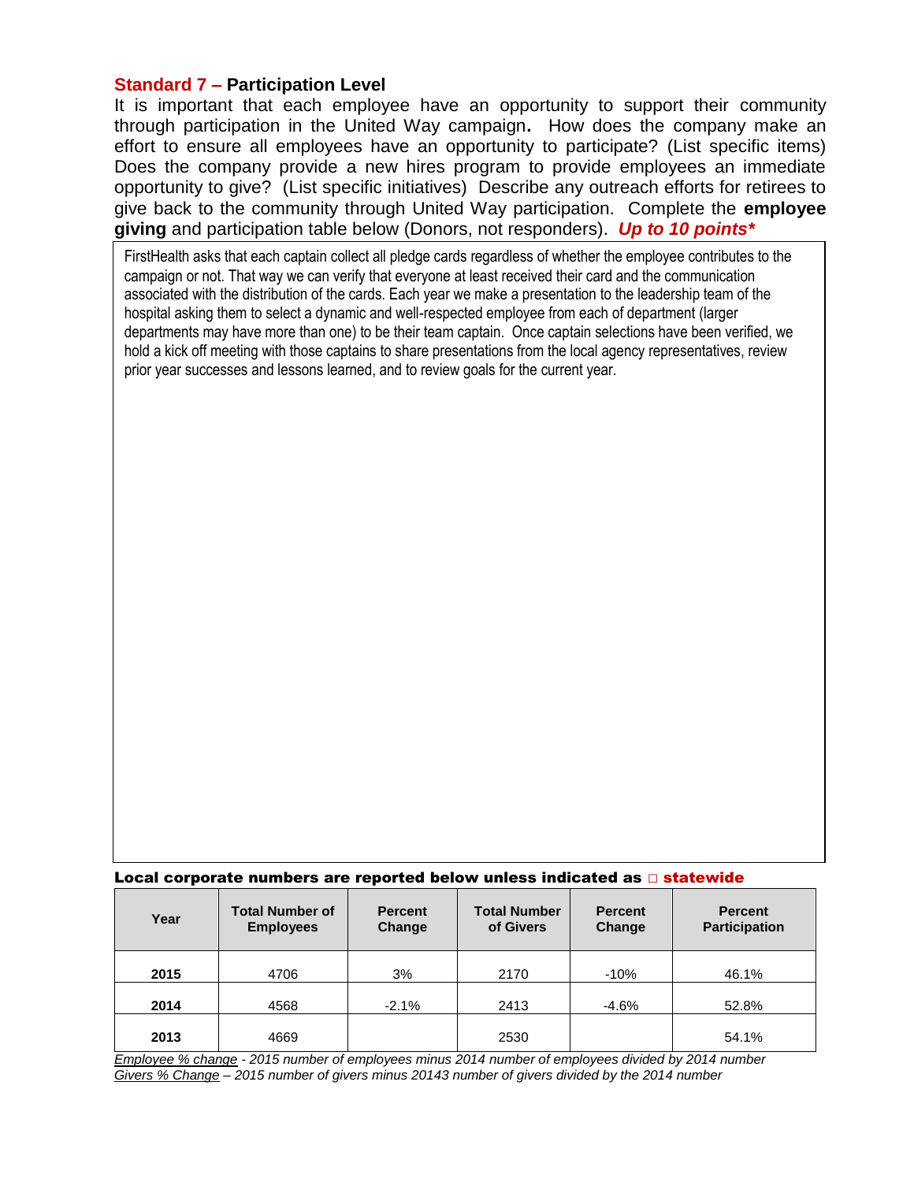## Standard 7 – Participation Level

It is important that each employee have an opportunity to support their community through participation in the United Way campaign**.** How does the company make an effort to ensure all employees have an opportunity to participate? (List specific items) Does the company provide a new hires program to provide employees an immediate opportunity to give? (List specific initiatives) Describe any outreach efforts for retirees to give back to the community through United Way participation. Complete the **employee giving** and participation table below (Donors, not responders). ***Up to 10 points****

FirstHealth asks that each captain collect all pledge cards regardless of whether the employee contributes to the campaign or not. That way we can verify that everyone at least received their card and the communication associated with the distribution of the cards. Each year we make a presentation to the leadership team of the hospital asking them to select a dynamic and well-respected employee from each of department (larger departments may have more than one) to be their team captain. Once captain selections have been verified, we hold a kick off meeting with those captains to share presentations from the local agency representatives, review prior year successes and lessons learned, and to review goals for the current year.

**Local corporate numbers are reported below unless indicated as □ statewide**

| Year | Total Number of Employees | Percent Change | Total Number of Givers | Percent Change | Percent Participation |
|---|---|---|---|---|---|
| **2015** | 4706 | 3% | 2170 | -10% | 46.1% |
| **2014** | 4568 | -2.1% | 2413 | -4.6% | 52.8% |
| **2013** | 4669 | | 2530 | | 54.1% |

*<u>Employee % change</u> - 2015 number of employees minus 2014 number of employees divided by 2014 number*
*<u>Givers % Change</u> – 2015 number of givers minus 20143 number of givers divided by the 2014 number*